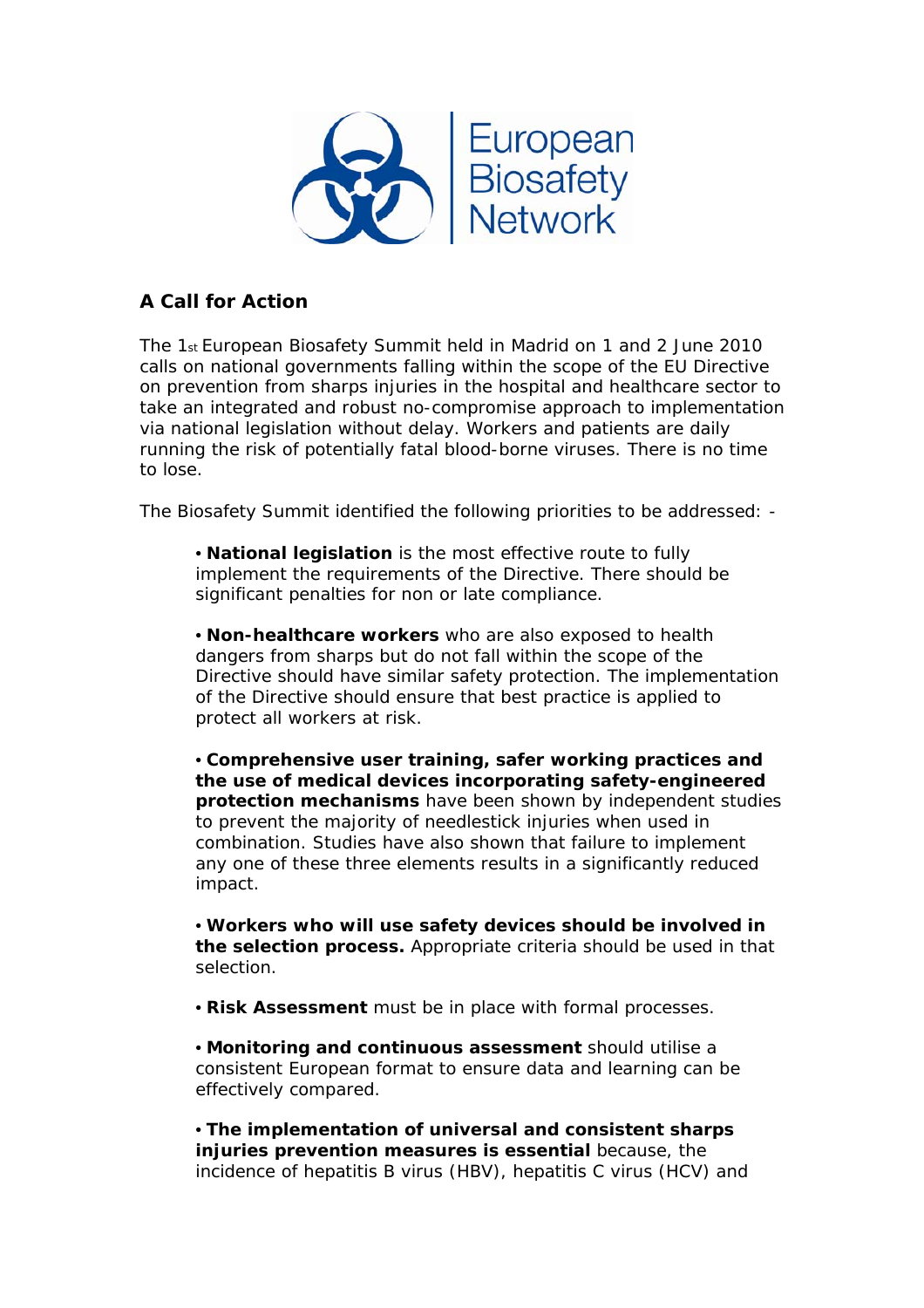European Biosafety Network

## A Call for Action

The 1st European Biosafety Summit held in Madrid on 1 and 2 June 2010 calls on national governments falling within the scope of the EU Directive on prevention from sharps injuries in the hospital and healthcare sector to take an integrated and robust no-compromise approach to implementation via national legislation without delay. Workers and patients are daily running the risk of potentially fatal blood-borne viruses. There is no time to lose.

The Biosafety Summit identified the following priorities to be addressed: -

- **National legislation** is the most effective route to fully implement the requirements of the Directive. There should be significant penalties for non or late compliance.

- **Non-healthcare workers** who are also exposed to health dangers from sharps but do not fall within the scope of the Directive should have similar safety protection. The implementation of the Directive should ensure that best practice is applied to protect all workers at risk.

- **Comprehensive user training, safer working practices and the use of medical devices incorporating safety-engineered protection mechanisms** have been shown by independent studies to prevent the majority of needlestick injuries when used in combination. Studies have also shown that failure to implement any one of these three elements results in a significantly reduced impact.

- **Workers who will use safety devices should be involved in the selection process.** Appropriate criteria should be used in that selection.

- **Risk Assessment** must be in place with formal processes.

- **Monitoring and continuous assessment** should utilise a consistent European format to ensure data and learning can be effectively compared.

- **The implementation of universal and consistent sharps injuries prevention measures is essential** because, the incidence of hepatitis B virus (HBV), hepatitis C virus (HCV) and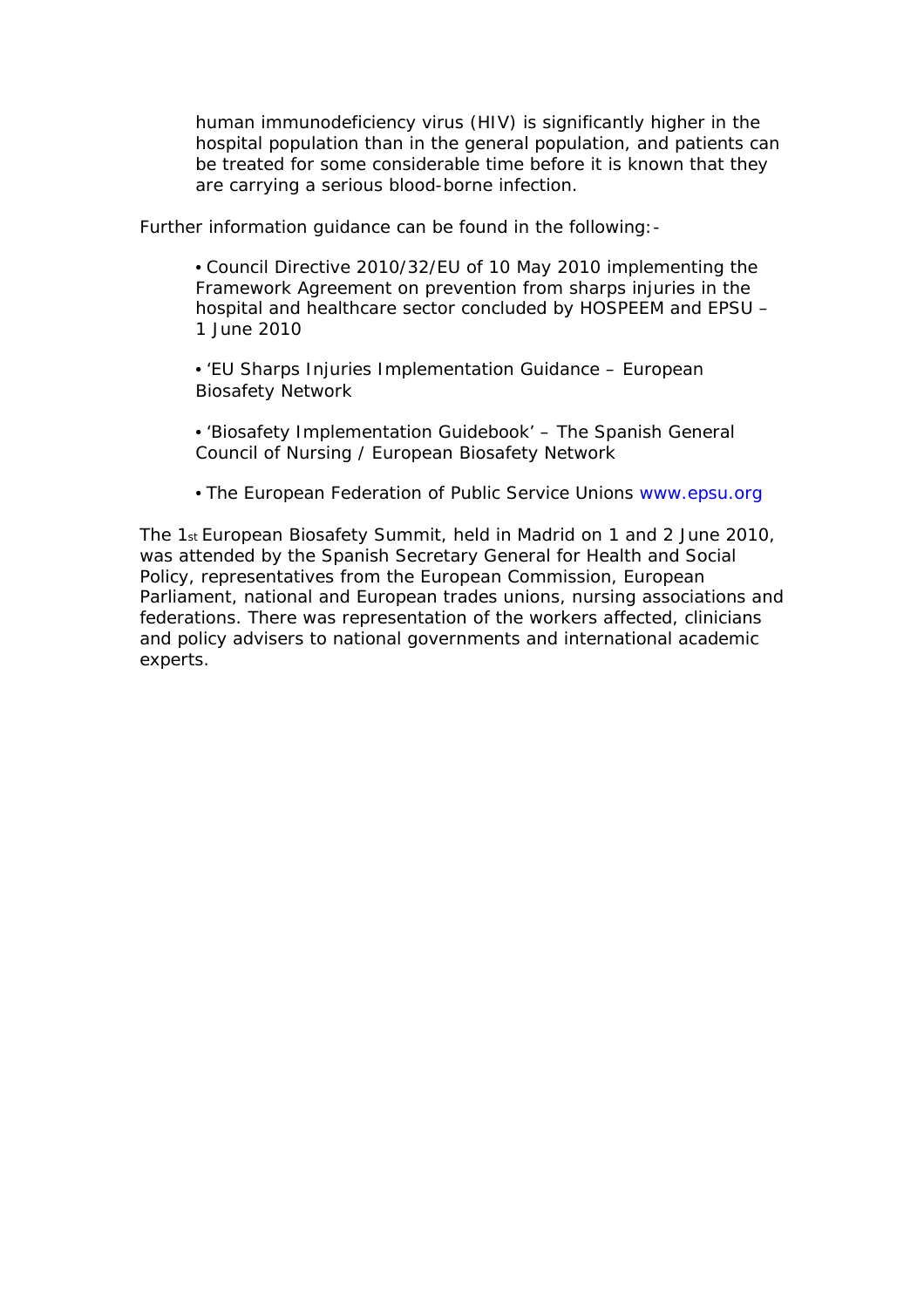human immunodeficiency virus (HIV) is significantly higher in the hospital population than in the general population, and patients can be treated for some considerable time before it is known that they are carrying a serious blood-borne infection.

Further information guidance can be found in the following:-

- Council Directive 2010/32/EU of 10 May 2010 implementing the Framework Agreement on prevention from sharps injuries in the hospital and healthcare sector concluded by HOSPEEM and EPSU – 1 June 2010
- 'EU Sharps Injuries Implementation Guidance – European Biosafety Network
- 'Biosafety Implementation Guidebook' – The Spanish General Council of Nursing / European Biosafety Network
- The European Federation of Public Service Unions www.epsu.org

The 1st European Biosafety Summit, held in Madrid on 1 and 2 June 2010, was attended by the Spanish Secretary General for Health and Social Policy, representatives from the European Commission, European Parliament, national and European trades unions, nursing associations and federations. There was representation of the workers affected, clinicians and policy advisers to national governments and international academic experts.